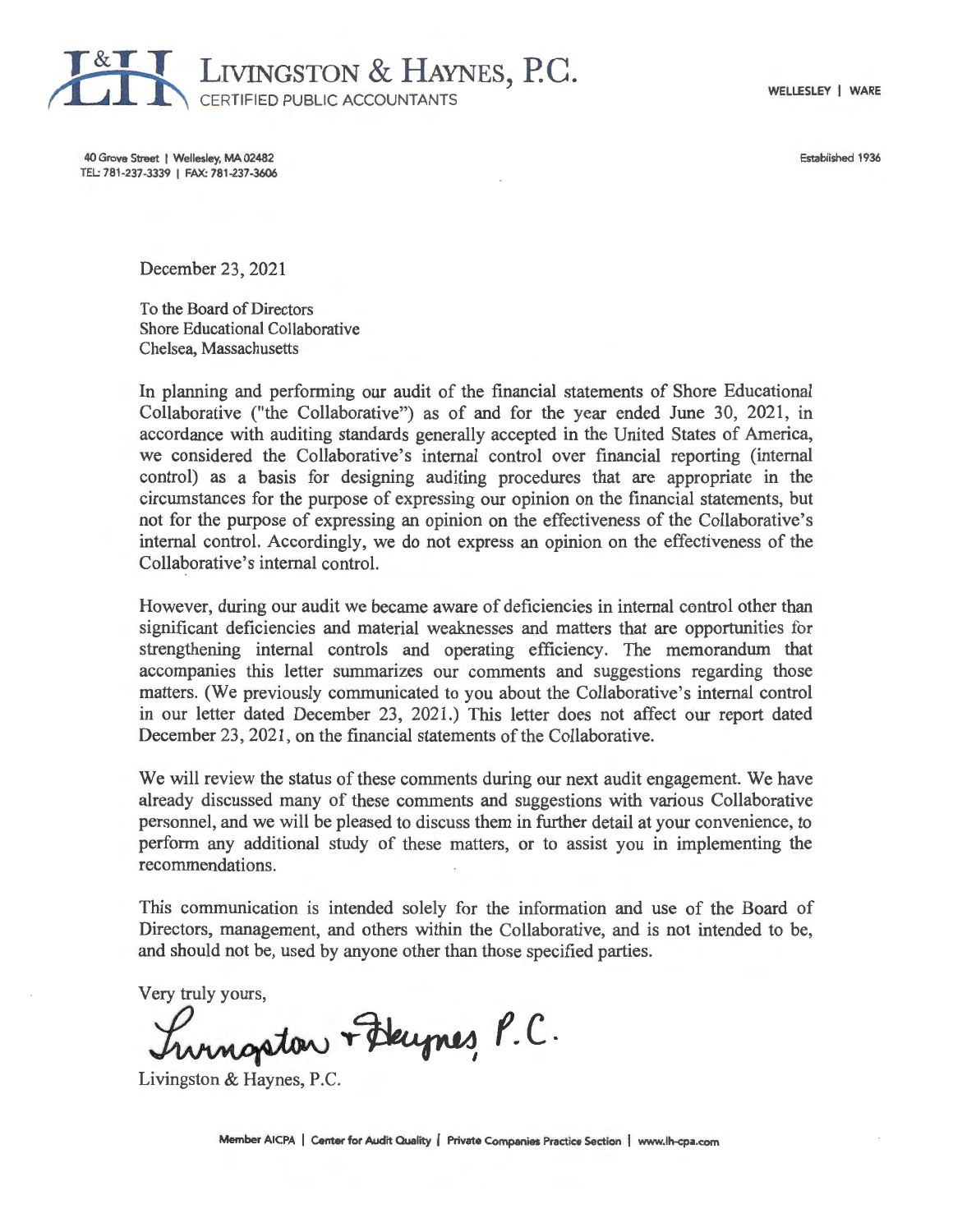# LIVINGSTON & HAYNES, P.C.

CERTIFIED PUBLIC ACCOUNTANTS

WELLESLEY | WARE

40 Grove Street | Wellesley, MA 02482
TEL: 781-237-3339 | FAX: 781-237-3606

Established 1936

December 23, 2021

To the Board of Directors
Shore Educational Collaborative
Chelsea, Massachusetts

In planning and performing our audit of the financial statements of Shore Educational Collaborative ("the Collaborative") as of and for the year ended June 30, 2021, in accordance with auditing standards generally accepted in the United States of America, we considered the Collaborative's internal control over financial reporting (internal control) as a basis for designing auditing procedures that are appropriate in the circumstances for the purpose of expressing our opinion on the financial statements, but not for the purpose of expressing an opinion on the effectiveness of the Collaborative's internal control. Accordingly, we do not express an opinion on the effectiveness of the Collaborative's internal control.

However, during our audit we became aware of deficiencies in internal control other than significant deficiencies and material weaknesses and matters that are opportunities for strengthening internal controls and operating efficiency. The memorandum that accompanies this letter summarizes our comments and suggestions regarding those matters. (We previously communicated to you about the Collaborative's internal control in our letter dated December 23, 2021.) This letter does not affect our report dated December 23, 2021, on the financial statements of the Collaborative.

We will review the status of these comments during our next audit engagement. We have already discussed many of these comments and suggestions with various Collaborative personnel, and we will be pleased to discuss them in further detail at your convenience, to perform any additional study of these matters, or to assist you in implementing the recommendations.

This communication is intended solely for the information and use of the Board of Directors, management, and others within the Collaborative, and is not intended to be, and should not be, used by anyone other than those specified parties.

Very truly yours,

*Livingston & Haynes, P.C.*

Livingston & Haynes, P.C.

Member AICPA | Center for Audit Quality | Private Companies Practice Section | www.lh-cpa.com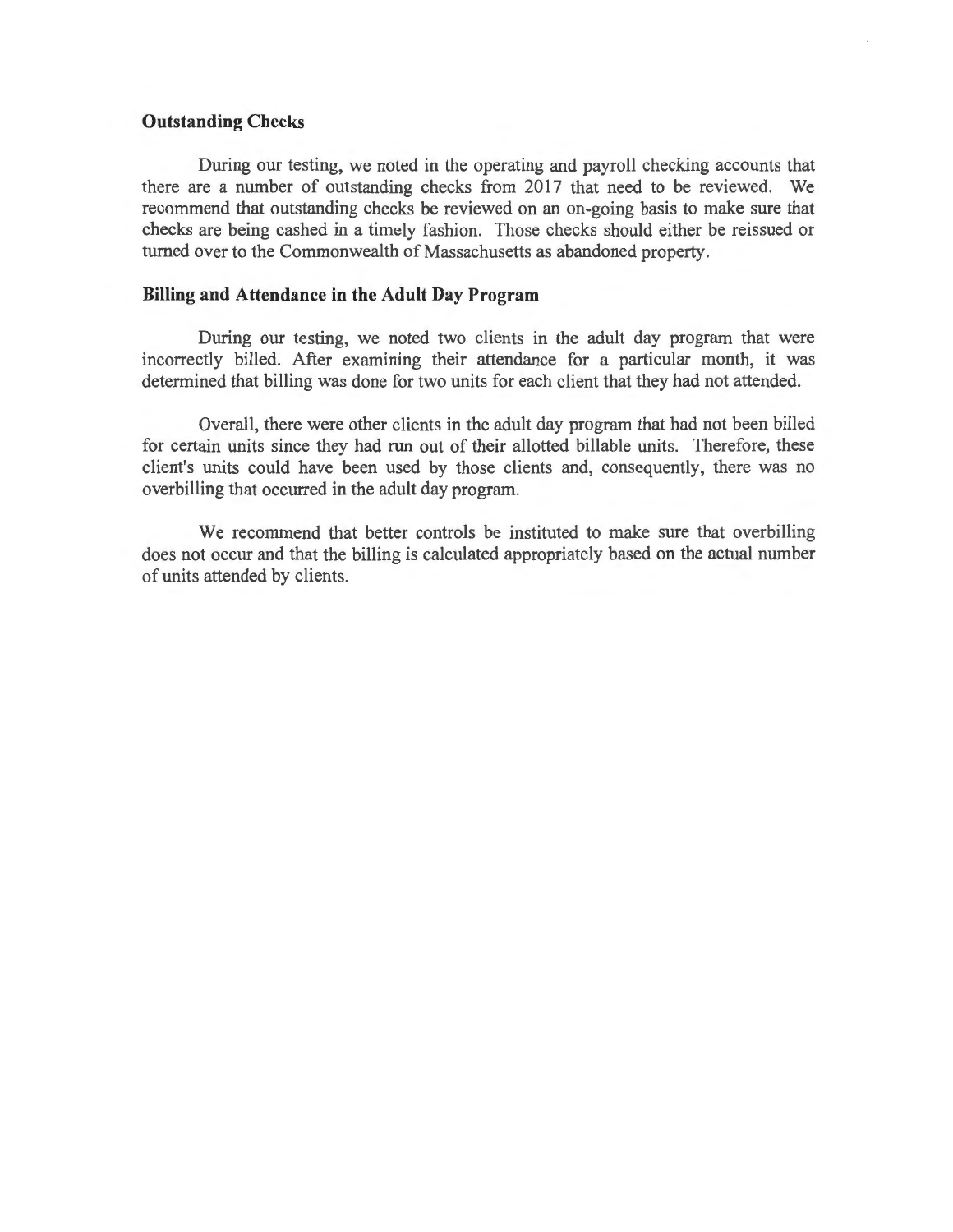**Outstanding Checks**

During our testing, we noted in the operating and payroll checking accounts that there are a number of outstanding checks from 2017 that need to be reviewed. We recommend that outstanding checks be reviewed on an on-going basis to make sure that checks are being cashed in a timely fashion. Those checks should either be reissued or turned over to the Commonwealth of Massachusetts as abandoned property.

**Billing and Attendance in the Adult Day Program**

During our testing, we noted two clients in the adult day program that were incorrectly billed. After examining their attendance for a particular month, it was determined that billing was done for two units for each client that they had not attended.

Overall, there were other clients in the adult day program that had not been billed for certain units since they had run out of their allotted billable units. Therefore, these client's units could have been used by those clients and, consequently, there was no overbilling that occurred in the adult day program.

We recommend that better controls be instituted to make sure that overbilling does not occur and that the billing is calculated appropriately based on the actual number of units attended by clients.